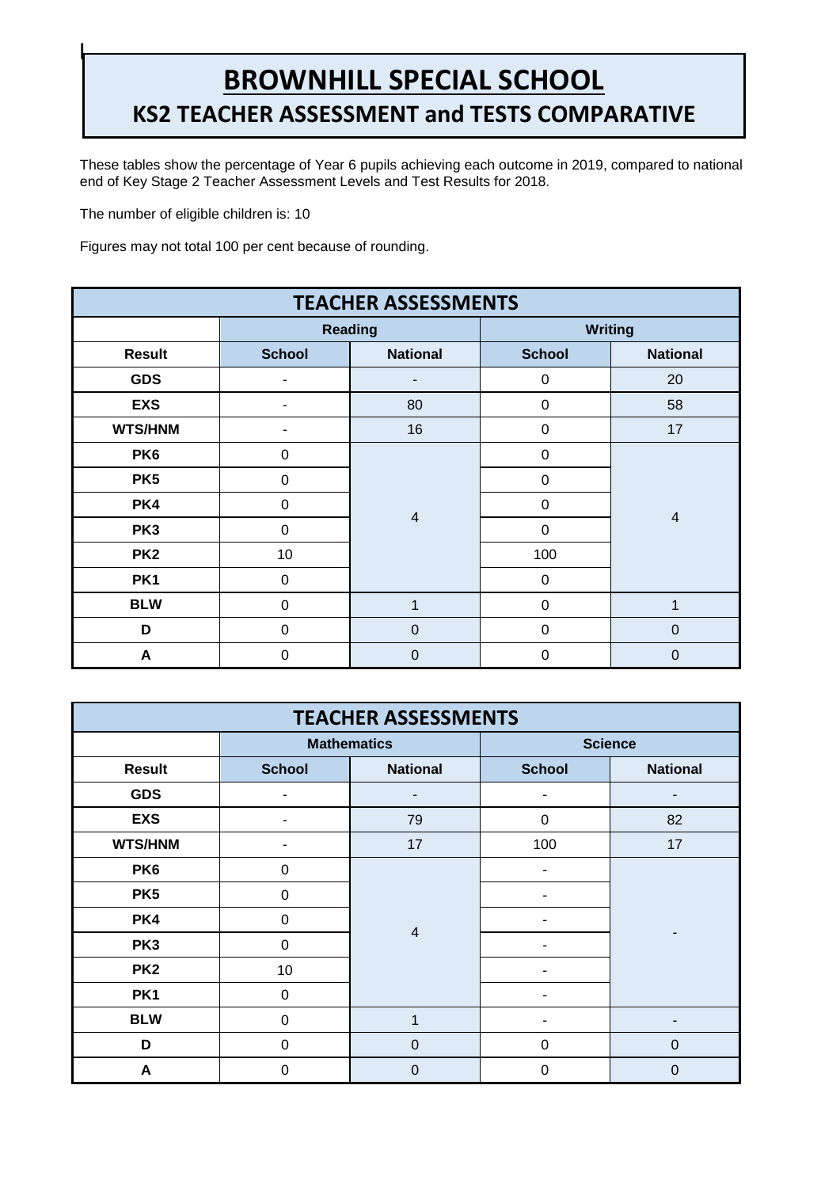# BROWNHILL SPECIAL SCHOOL

## KS2 TEACHER ASSESSMENT and TESTS COMPARATIVE

These tables show the percentage of Year 6 pupils achieving each outcome in 2019, compared to national end of Key Stage 2 Teacher Assessment Levels and Test Results for 2018.

The number of eligible children is: 10

Figures may not total 100 per cent because of rounding.

| TEACHER ASSESSMENTS | | | | |
|---|---|---|---|---|
| | **Reading** | | **Writing** | |
| **Result** | **School** | **National** | **School** | **National** |
| **GDS** | - | - | 0 | 20 |
| **EXS** | - | 80 | 0 | 58 |
| **WTS/HNM** | - | 16 | 0 | 17 |
| **PK6** | 0 | 4 | 0 | 4 |
| **PK5** | 0 | | 0 | |
| **PK4** | 0 | | 0 | |
| **PK3** | 0 | | 0 | |
| **PK2** | 10 | | 100 | |
| **PK1** | 0 | | 0 | |
| **BLW** | 0 | 1 | 0 | 1 |
| **D** | 0 | 0 | 0 | 0 |
| **A** | 0 | 0 | 0 | 0 |

| TEACHER ASSESSMENTS | | | | |
|---|---|---|---|---|
| | **Mathematics** | | **Science** | |
| **Result** | **School** | **National** | **School** | **National** |
| **GDS** | - | - | - | - |
| **EXS** | - | 79 | 0 | 82 |
| **WTS/HNM** | - | 17 | 100 | 17 |
| **PK6** | 0 | 4 | - | - |
| **PK5** | 0 | | - | |
| **PK4** | 0 | | - | |
| **PK3** | 0 | | - | |
| **PK2** | 10 | | - | |
| **PK1** | 0 | | - | |
| **BLW** | 0 | 1 | - | - |
| **D** | 0 | 0 | 0 | 0 |
| **A** | 0 | 0 | 0 | 0 |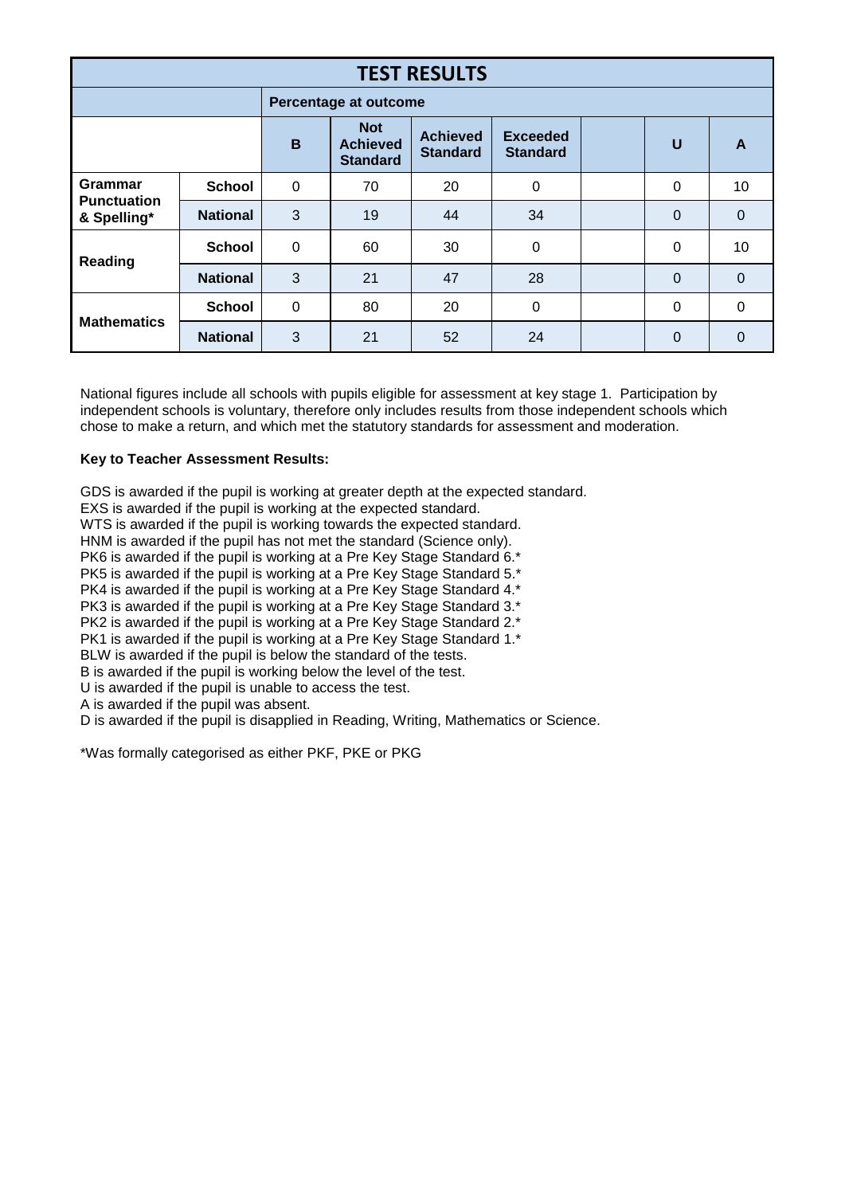| TEST RESULTS | | | | | | | | |
|---|---|---|---|---|---|---|---|---|
| | | Percentage at outcome | | | | | | |
| | | **B** | **Not Achieved Standard** | **Achieved Standard** | **Exceeded Standard** | | **U** | **A** |
| **Grammar Punctuation & Spelling*** | **School** | 0 | 70 | 20 | 0 | | 0 | 10 |
| | **National** | 3 | 19 | 44 | 34 | | 0 | 0 |
| **Reading** | **School** | 0 | 60 | 30 | 0 | | 0 | 10 |
| | **National** | 3 | 21 | 47 | 28 | | 0 | 0 |
| **Mathematics** | **School** | 0 | 80 | 20 | 0 | | 0 | 0 |
| | **National** | 3 | 21 | 52 | 24 | | 0 | 0 |

National figures include all schools with pupils eligible for assessment at key stage 1. Participation by independent schools is voluntary, therefore only includes results from those independent schools which chose to make a return, and which met the statutory standards for assessment and moderation.

**Key to Teacher Assessment Results:**

GDS is awarded if the pupil is working at greater depth at the expected standard.
EXS is awarded if the pupil is working at the expected standard.
WTS is awarded if the pupil is working towards the expected standard.
HNM is awarded if the pupil has not met the standard (Science only).
PK6 is awarded if the pupil is working at a Pre Key Stage Standard 6.*
PK5 is awarded if the pupil is working at a Pre Key Stage Standard 5.*
PK4 is awarded if the pupil is working at a Pre Key Stage Standard 4.*
PK3 is awarded if the pupil is working at a Pre Key Stage Standard 3.*
PK2 is awarded if the pupil is working at a Pre Key Stage Standard 2.*
PK1 is awarded if the pupil is working at a Pre Key Stage Standard 1.*
BLW is awarded if the pupil is below the standard of the tests.
B is awarded if the pupil is working below the level of the test.
U is awarded if the pupil is unable to access the test.
A is awarded if the pupil was absent.
D is awarded if the pupil is disapplied in Reading, Writing, Mathematics or Science.

*Was formally categorised as either PKF, PKE or PKG